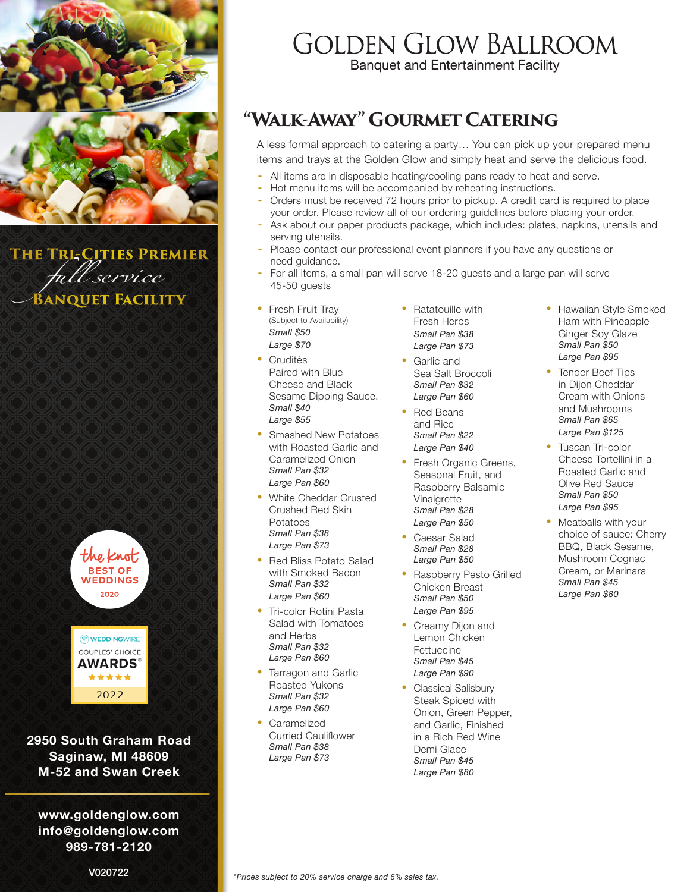# Golden Glow Ballroom

Banquet and Entertainment Facility

## "Walk-Away" Gourmet Catering

A less formal approach to catering a party… You can pick up your prepared menu items and trays at the Golden Glow and simply heat and serve the delicious food.

- All items are in disposable heating/cooling pans ready to heat and serve.
- Hot menu items will be accompanied by reheating instructions.
- Orders must be received 72 hours prior to pickup. A credit card is required to place your order. Please review all of our ordering guidelines before placing your order.
- Ask about our paper products package, which includes: plates, napkins, utensils and serving utensils.
- Please contact our professional event planners if you have any questions or need guidance.
- For all items, a small pan will serve 18-20 guests and a large pan will serve 45-50 guests

- Fresh Fruit Tray (Subject to Availability)
  *Small $50*
  *Large $70*
- Crudités Paired with Blue Cheese and Black Sesame Dipping Sauce.
  *Small $40*
  *Large $55*
- Smashed New Potatoes with Roasted Garlic and Caramelized Onion
  *Small Pan $32*
  *Large Pan $60*
- White Cheddar Crusted Crushed Red Skin Potatoes
  *Small Pan $38*
  *Large Pan $73*
- Red Bliss Potato Salad with Smoked Bacon
  *Small Pan $32*
  *Large Pan $60*
- Tri-color Rotini Pasta Salad with Tomatoes and Herbs
  *Small Pan $32*
  *Large Pan $60*
- Tarragon and Garlic Roasted Yukons
  *Small Pan $32*
  *Large Pan $60*
- Caramelized Curried Cauliflower
  *Small Pan $38*
  *Large Pan $73*
- Ratatouille with Fresh Herbs
  *Small Pan $38*
  *Large Pan $73*
- Garlic and Sea Salt Broccoli
  *Small Pan $32*
  *Large Pan $60*
- Red Beans and Rice
  *Small Pan $22*
  *Large Pan $40*
- Fresh Organic Greens, Seasonal Fruit, and Raspberry Balsamic Vinaigrette
  *Small Pan $28*
  *Large Pan $50*
- Caesar Salad
  *Small Pan $28*
  *Large Pan $50*
- Raspberry Pesto Grilled Chicken Breast
  *Small Pan $50*
  *Large Pan $95*
- Creamy Dijon and Lemon Chicken Fettuccine
  *Small Pan $45*
  *Large Pan $90*
- Classical Salisbury Steak Spiced with Onion, Green Pepper, and Garlic, Finished in a Rich Red Wine Demi Glace
  *Small Pan $45*
  *Large Pan $80*
- Hawaiian Style Smoked Ham with Pineapple Ginger Soy Glaze
  *Small Pan $50*
  *Large Pan $95*
- Tender Beef Tips in Dijon Cheddar Cream with Onions and Mushrooms
  *Small Pan $65*
  *Large Pan $125*
- Tuscan Tri-color Cheese Tortellini in a Roasted Garlic and Olive Red Sauce
  *Small Pan $50*
  *Large Pan $95*
- Meatballs with your choice of sauce: Cherry BBQ, Black Sesame, Mushroom Cognac Cream, or Marinara
  *Small Pan $45*
  *Large Pan $80*

*\*Prices subject to 20% service charge and 6% sales tax.*

**The Tri-Cities Premier** *full service* **Banquet Facility**

the knot BEST OF WEDDINGS 2020

WEDDINGWIRE COUPLES' CHOICE AWARDS 2022

**2950 South Graham Road**
**Saginaw, MI 48609**
**M-52 and Swan Creek**

**www.goldenglow.com**
**info@goldenglow.com**
**989-781-2120**

V020722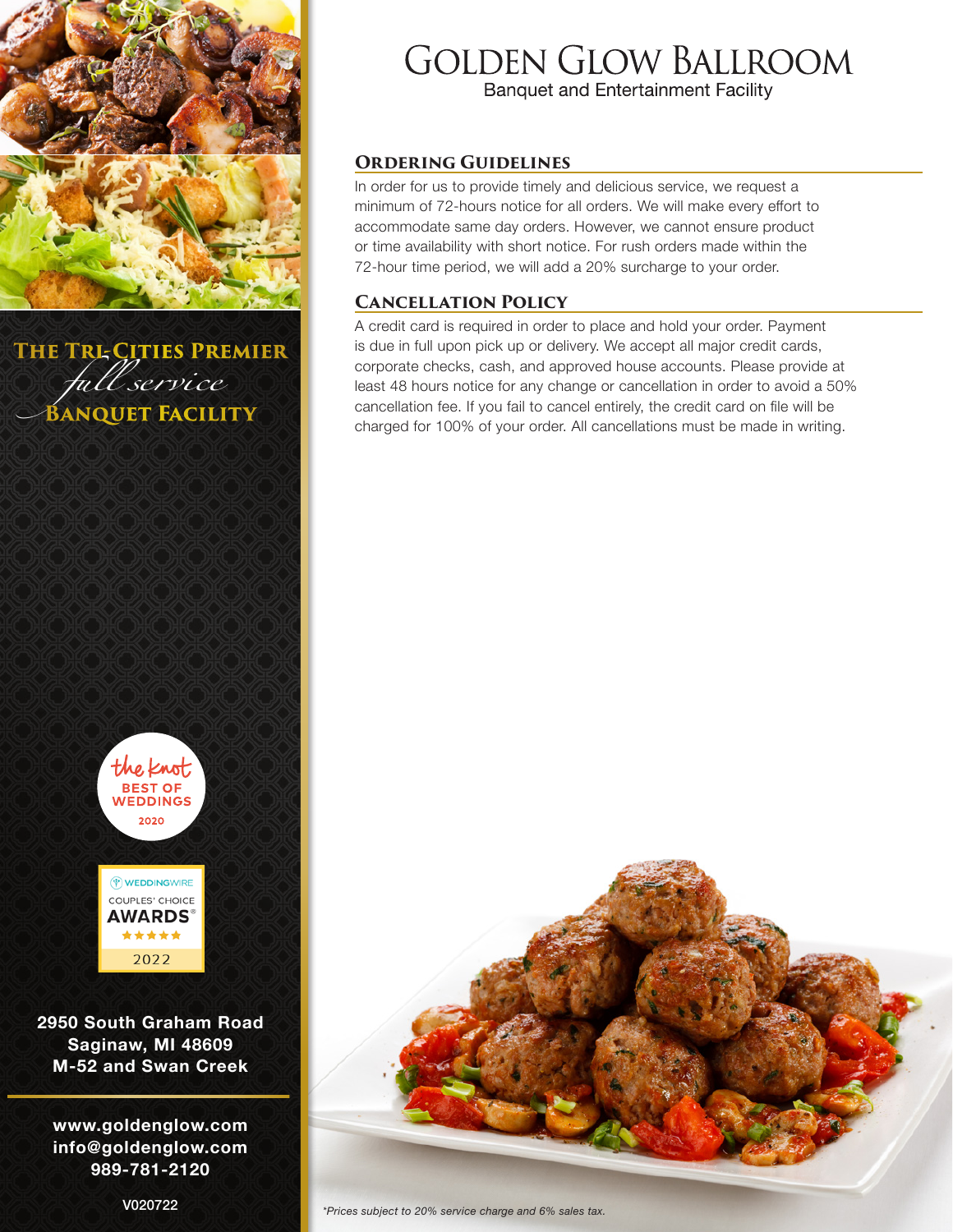# Golden Glow Ballroom

Banquet and Entertainment Facility

## Ordering Guidelines

In order for us to provide timely and delicious service, we request a minimum of 72-hours notice for all orders. We will make every effort to accommodate same day orders. However, we cannot ensure product or time availability with short notice. For rush orders made within the 72-hour time period, we will add a 20% surcharge to your order.

## Cancellation Policy

A credit card is required in order to place and hold your order. Payment is due in full upon pick up or delivery. We accept all major credit cards, corporate checks, cash, and approved house accounts. Please provide at least 48 hours notice for any change or cancellation in order to avoid a 50% cancellation fee. If you fail to cancel entirely, the credit card on file will be charged for 100% of your order. All cancellations must be made in writing.

**The Tri-Cities Premier** *full service* **Banquet Facility**

the knot BEST OF WEDDINGS 2020

WEDDINGWIRE COUPLES' CHOICE AWARDS 2022

**2950 South Graham Road**
**Saginaw, MI 48609**
**M-52 and Swan Creek**

**www.goldenglow.com**
**info@goldenglow.com**
**989-781-2120**

V020722

*\*Prices subject to 20% service charge and 6% sales tax.*